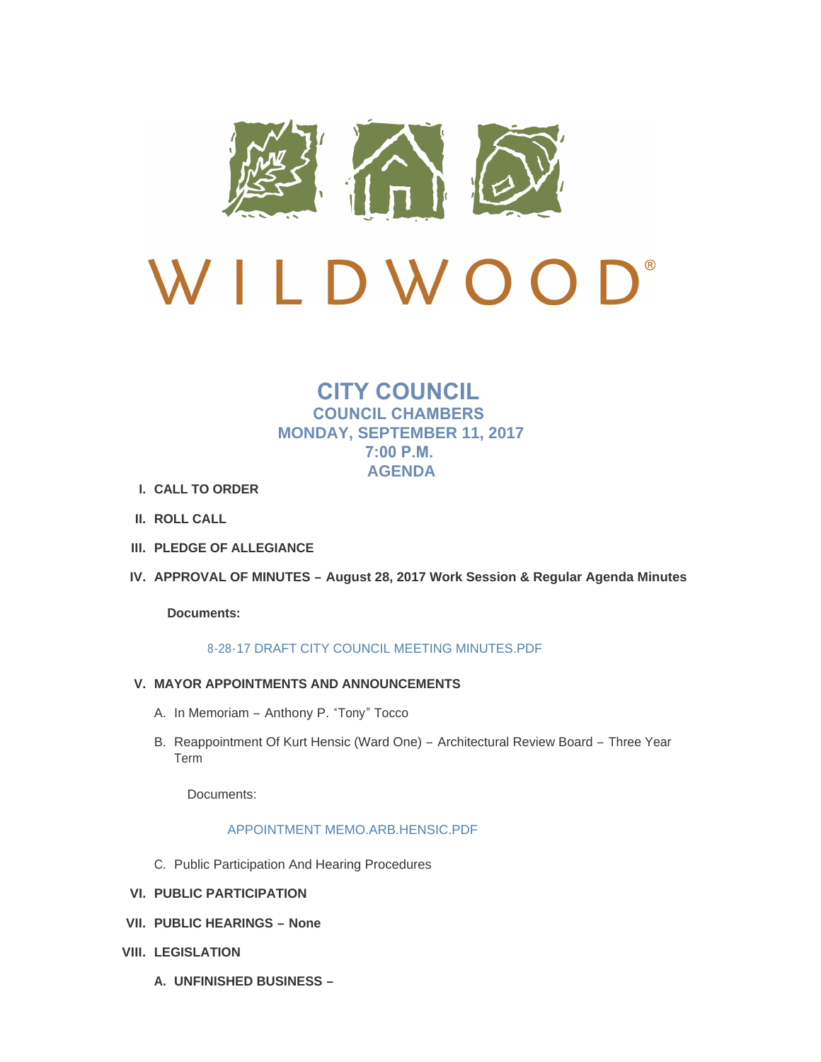# WILDWOOD®

## CITY COUNCIL
### COUNCIL CHAMBERS
### MONDAY, SEPTEMBER 11, 2017
### 7:00 P.M.
### AGENDA

I. **CALL TO ORDER**

II. **ROLL CALL**

III. **PLEDGE OF ALLEGIANCE**

IV. **APPROVAL OF MINUTES – August 28, 2017 Work Session & Regular Agenda Minutes**

**Documents:**

8-28-17 DRAFT CITY COUNCIL MEETING MINUTES.PDF

V. **MAYOR APPOINTMENTS AND ANNOUNCEMENTS**

A. In Memoriam – Anthony P. "Tony" Tocco

B. Reappointment Of Kurt Hensic (Ward One) – Architectural Review Board – Three Year Term

Documents:

APPOINTMENT MEMO.ARB.HENSIC.PDF

C. Public Participation And Hearing Procedures

VI. **PUBLIC PARTICIPATION**

VII. **PUBLIC HEARINGS – None**

VIII. **LEGISLATION**

**A. UNFINISHED BUSINESS –**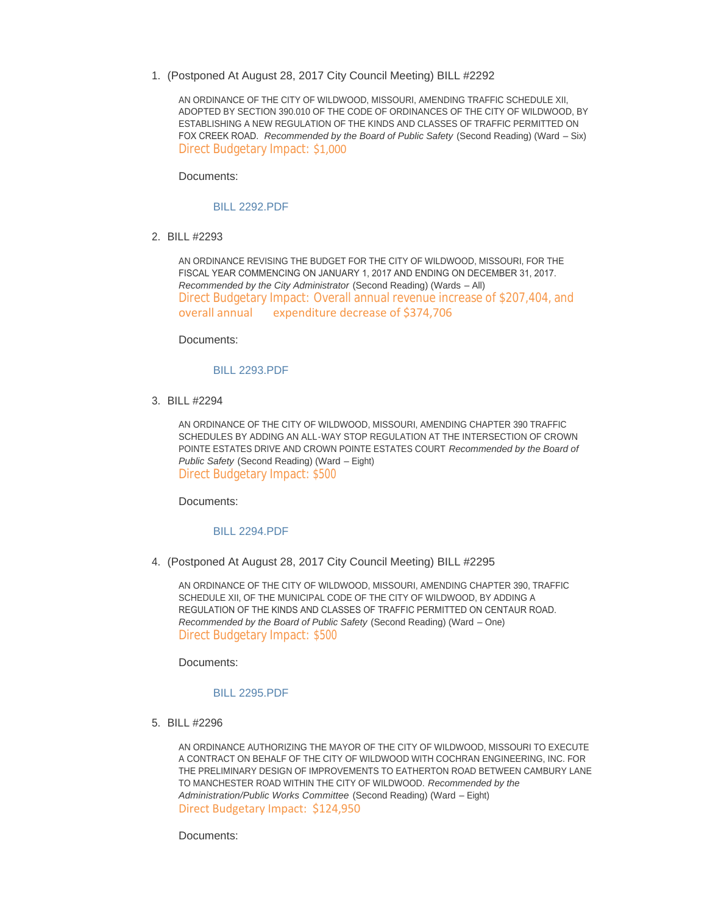1. (Postponed At August 28, 2017 City Council Meeting) BILL #2292

   AN ORDINANCE OF THE CITY OF WILDWOOD, MISSOURI, AMENDING TRAFFIC SCHEDULE XII, ADOPTED BY SECTION 390.010 OF THE CODE OF ORDINANCES OF THE CITY OF WILDWOOD, BY ESTABLISHING A NEW REGULATION OF THE KINDS AND CLASSES OF TRAFFIC PERMITTED ON FOX CREEK ROAD. *Recommended by the Board of Public Safety* (Second Reading) (Ward – Six)
   Direct Budgetary Impact: $1,000

   Documents:

   BILL 2292.PDF

2. BILL #2293

   AN ORDINANCE REVISING THE BUDGET FOR THE CITY OF WILDWOOD, MISSOURI, FOR THE FISCAL YEAR COMMENCING ON JANUARY 1, 2017 AND ENDING ON DECEMBER 31, 2017. *Recommended by the City Administrator* (Second Reading) (Wards – All)
   Direct Budgetary Impact: Overall annual revenue increase of $207,404, and overall annual expenditure decrease of $374,706

   Documents:

   BILL 2293.PDF

3. BILL #2294

   AN ORDINANCE OF THE CITY OF WILDWOOD, MISSOURI, AMENDING CHAPTER 390 TRAFFIC SCHEDULES BY ADDING AN ALL-WAY STOP REGULATION AT THE INTERSECTION OF CROWN POINTE ESTATES DRIVE AND CROWN POINTE ESTATES COURT *Recommended by the Board of Public Safety* (Second Reading) (Ward – Eight)
   Direct Budgetary Impact: $500

   Documents:

   BILL 2294.PDF

4. (Postponed At August 28, 2017 City Council Meeting) BILL #2295

   AN ORDINANCE OF THE CITY OF WILDWOOD, MISSOURI, AMENDING CHAPTER 390, TRAFFIC SCHEDULE XII, OF THE MUNICIPAL CODE OF THE CITY OF WILDWOOD, BY ADDING A REGULATION OF THE KINDS AND CLASSES OF TRAFFIC PERMITTED ON CENTAUR ROAD. *Recommended by the Board of Public Safety* (Second Reading) (Ward – One)
   Direct Budgetary Impact: $500

   Documents:

   BILL 2295.PDF

5. BILL #2296

   AN ORDINANCE AUTHORIZING THE MAYOR OF THE CITY OF WILDWOOD, MISSOURI TO EXECUTE A CONTRACT ON BEHALF OF THE CITY OF WILDWOOD WITH COCHRAN ENGINEERING, INC. FOR THE PRELIMINARY DESIGN OF IMPROVEMENTS TO EATHERTON ROAD BETWEEN CAMBURY LANE TO MANCHESTER ROAD WITHIN THE CITY OF WILDWOOD. *Recommended by the Administration/Public Works Committee* (Second Reading) (Ward – Eight)
   Direct Budgetary Impact: $124,950

   Documents: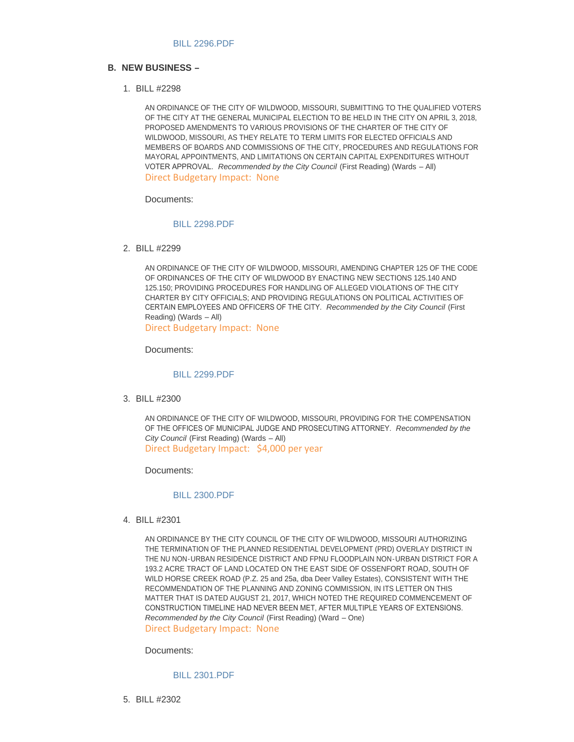BILL 2296.PDF

## B. NEW BUSINESS –

1. BILL #2298

   AN ORDINANCE OF THE CITY OF WILDWOOD, MISSOURI, SUBMITTING TO THE QUALIFIED VOTERS OF THE CITY AT THE GENERAL MUNICIPAL ELECTION TO BE HELD IN THE CITY ON APRIL 3, 2018, PROPOSED AMENDMENTS TO VARIOUS PROVISIONS OF THE CHARTER OF THE CITY OF WILDWOOD, MISSOURI, AS THEY RELATE TO TERM LIMITS FOR ELECTED OFFICIALS AND MEMBERS OF BOARDS AND COMMISSIONS OF THE CITY, PROCEDURES AND REGULATIONS FOR MAYORAL APPOINTMENTS, AND LIMITATIONS ON CERTAIN CAPITAL EXPENDITURES WITHOUT VOTER APPROVAL. *Recommended by the City Council* (First Reading) (Wards – All)
   Direct Budgetary Impact: None

   Documents:

   BILL 2298.PDF

2. BILL #2299

   AN ORDINANCE OF THE CITY OF WILDWOOD, MISSOURI, AMENDING CHAPTER 125 OF THE CODE OF ORDINANCES OF THE CITY OF WILDWOOD BY ENACTING NEW SECTIONS 125.140 AND 125.150; PROVIDING PROCEDURES FOR HANDLING OF ALLEGED VIOLATIONS OF THE CITY CHARTER BY CITY OFFICIALS; AND PROVIDING REGULATIONS ON POLITICAL ACTIVITIES OF CERTAIN EMPLOYEES AND OFFICERS OF THE CITY. *Recommended by the City Council* (First Reading) (Wards – All)
   Direct Budgetary Impact: None

   Documents:

   BILL 2299.PDF

3. BILL #2300

   AN ORDINANCE OF THE CITY OF WILDWOOD, MISSOURI, PROVIDING FOR THE COMPENSATION OF THE OFFICES OF MUNICIPAL JUDGE AND PROSECUTING ATTORNEY. *Recommended by the City Council* (First Reading) (Wards – All)
   Direct Budgetary Impact: $4,000 per year

   Documents:

   BILL 2300.PDF

4. BILL #2301

   AN ORDINANCE BY THE CITY COUNCIL OF THE CITY OF WILDWOOD, MISSOURI AUTHORIZING THE TERMINATION OF THE PLANNED RESIDENTIAL DEVELOPMENT (PRD) OVERLAY DISTRICT IN THE NU NON-URBAN RESIDENCE DISTRICT AND FPNU FLOODPLAIN NON-URBAN DISTRICT FOR A 193.2 ACRE TRACT OF LAND LOCATED ON THE EAST SIDE OF OSSENFORT ROAD, SOUTH OF WILD HORSE CREEK ROAD (P.Z. 25 and 25a, dba Deer Valley Estates), CONSISTENT WITH THE RECOMMENDATION OF THE PLANNING AND ZONING COMMISSION, IN ITS LETTER ON THIS MATTER THAT IS DATED AUGUST 21, 2017, WHICH NOTED THE REQUIRED COMMENCEMENT OF CONSTRUCTION TIMELINE HAD NEVER BEEN MET, AFTER MULTIPLE YEARS OF EXTENSIONS. *Recommended by the City Council* (First Reading) (Ward – One)
   Direct Budgetary Impact: None

   Documents:

   BILL 2301.PDF

5. BILL #2302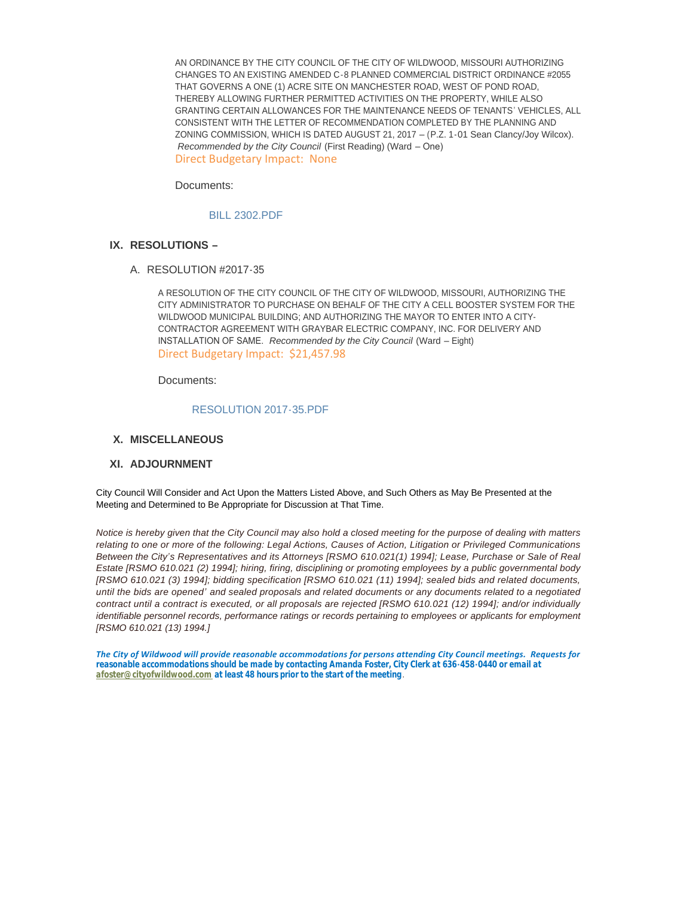AN ORDINANCE BY THE CITY COUNCIL OF THE CITY OF WILDWOOD, MISSOURI AUTHORIZING CHANGES TO AN EXISTING AMENDED C-8 PLANNED COMMERCIAL DISTRICT ORDINANCE #2055 THAT GOVERNS A ONE (1) ACRE SITE ON MANCHESTER ROAD, WEST OF POND ROAD, THEREBY ALLOWING FURTHER PERMITTED ACTIVITIES ON THE PROPERTY, WHILE ALSO GRANTING CERTAIN ALLOWANCES FOR THE MAINTENANCE NEEDS OF TENANTS' VEHICLES, ALL CONSISTENT WITH THE LETTER OF RECOMMENDATION COMPLETED BY THE PLANNING AND ZONING COMMISSION, WHICH IS DATED AUGUST 21, 2017 – (P.Z. 1-01 Sean Clancy/Joy Wilcox). *Recommended by the City Council* (First Reading) (Ward – One)

Direct Budgetary Impact: None

Documents:

BILL 2302.PDF

## IX. RESOLUTIONS –

A. RESOLUTION #2017-35

A RESOLUTION OF THE CITY COUNCIL OF THE CITY OF WILDWOOD, MISSOURI, AUTHORIZING THE CITY ADMINISTRATOR TO PURCHASE ON BEHALF OF THE CITY A CELL BOOSTER SYSTEM FOR THE WILDWOOD MUNICIPAL BUILDING; AND AUTHORIZING THE MAYOR TO ENTER INTO A CITY-CONTRACTOR AGREEMENT WITH GRAYBAR ELECTRIC COMPANY, INC. FOR DELIVERY AND INSTALLATION OF SAME. *Recommended by the City Council* (Ward – Eight)

Direct Budgetary Impact: $21,457.98

Documents:

RESOLUTION 2017-35.PDF

## X. MISCELLANEOUS

## XI. ADJOURNMENT

City Council Will Consider and Act Upon the Matters Listed Above, and Such Others as May Be Presented at the Meeting and Determined to Be Appropriate for Discussion at That Time.

*Notice is hereby given that the City Council may also hold a closed meeting for the purpose of dealing with matters relating to one or more of the following: Legal Actions, Causes of Action, Litigation or Privileged Communications Between the City's Representatives and its Attorneys [RSMO 610.021(1) 1994]; Lease, Purchase or Sale of Real Estate [RSMO 610.021 (2) 1994]; hiring, firing, disciplining or promoting employees by a public governmental body [RSMO 610.021 (3) 1994]; bidding specification [RSMO 610.021 (11) 1994]; sealed bids and related documents, until the bids are opened' and sealed proposals and related documents or any documents related to a negotiated contract until a contract is executed, or all proposals are rejected [RSMO 610.021 (12) 1994]; and/or individually identifiable personnel records, performance ratings or records pertaining to employees or applicants for employment [RSMO 610.021 (13) 1994.]*

***The City of Wildwood will provide reasonable accommodations for persons attending City Council meetings. Requests for reasonable accommodations should be made by contacting Amanda Foster, City Clerk at 636-458-0440 or email at afoster@cityofwildwood.com at least 48 hours prior to the start of the meeting*.**